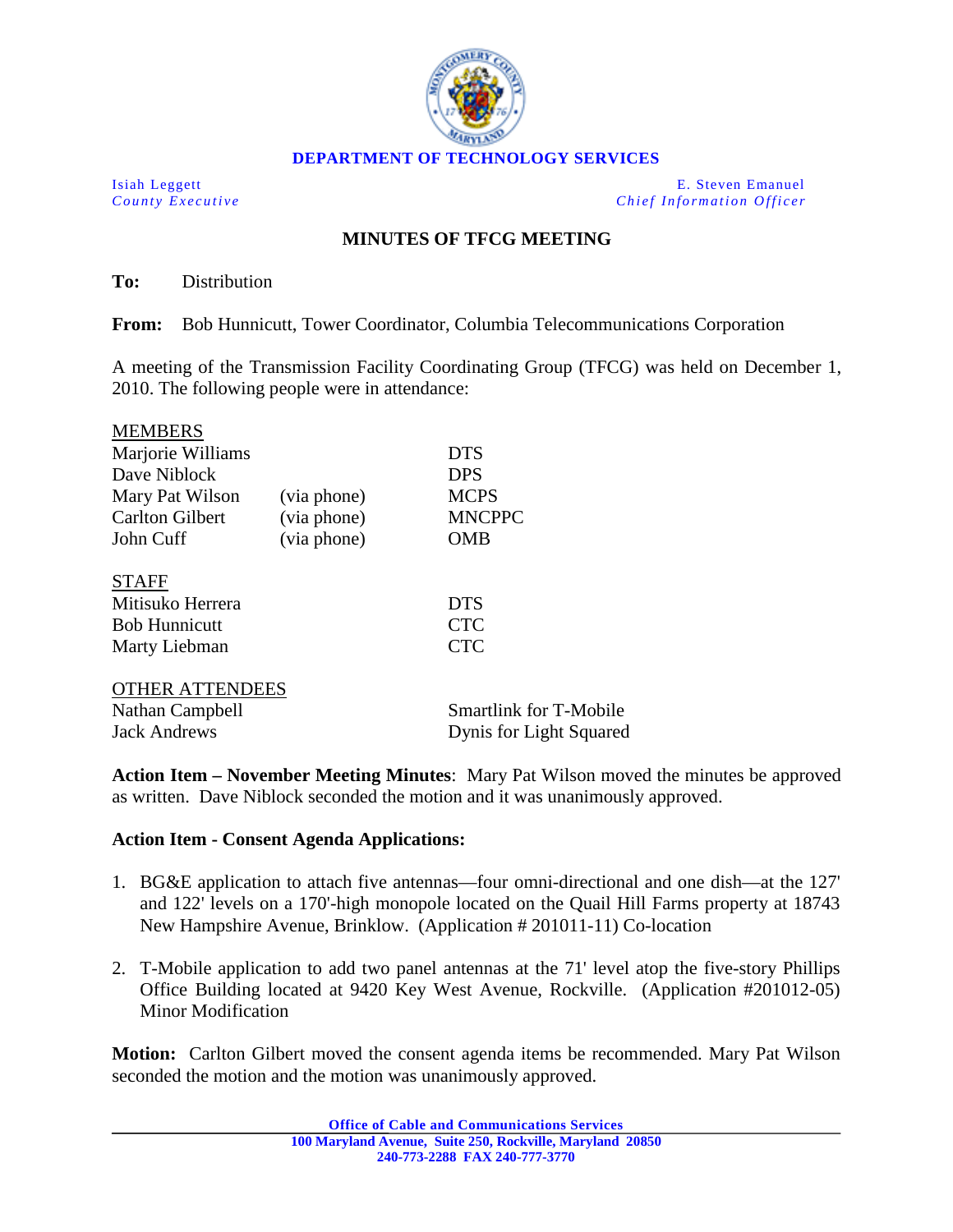**DEPARTMENT OF TECHNOLOGY SERVICES**

| | |
|---|---|
| Isiah Leggett | E. Steven Emanuel |
| *County Executive* | *Chief Information Officer* |

## MINUTES OF TFCG MEETING

**To:** Distribution

**From:** Bob Hunnicutt, Tower Coordinator, Columbia Telecommunications Corporation

A meeting of the Transmission Facility Coordinating Group (TFCG) was held on December 1, 2010. The following people were in attendance:

MEMBERS

| | | |
|---|---|---|
| Marjorie Williams | | DTS |
| Dave Niblock | | DPS |
| Mary Pat Wilson | (via phone) | MCPS |
| Carlton Gilbert | (via phone) | MNCPPC |
| John Cuff | (via phone) | OMB |

STAFF

| | |
|---|---|
| Mitisuko Herrera | DTS |
| Bob Hunnicutt | CTC |
| Marty Liebman | CTC |

OTHER ATTENDEES

| | |
|---|---|
| Nathan Campbell | Smartlink for T-Mobile |
| Jack Andrews | Dynis for Light Squared |

**Action Item – November Meeting Minutes**: Mary Pat Wilson moved the minutes be approved as written. Dave Niblock seconded the motion and it was unanimously approved.

**Action Item - Consent Agenda Applications:**

1. BG&E application to attach five antennas—four omni-directional and one dish—at the 127' and 122' levels on a 170'-high monopole located on the Quail Hill Farms property at 18743 New Hampshire Avenue, Brinklow. (Application # 201011-11) Co-location

2. T-Mobile application to add two panel antennas at the 71' level atop the five-story Phillips Office Building located at 9420 Key West Avenue, Rockville. (Application #201012-05) Minor Modification

**Motion:** Carlton Gilbert moved the consent agenda items be recommended. Mary Pat Wilson seconded the motion and the motion was unanimously approved.

**Office of Cable and Communications Services**
**100 Maryland Avenue, Suite 250, Rockville, Maryland 20850**
**240-773-2288 FAX 240-777-3770**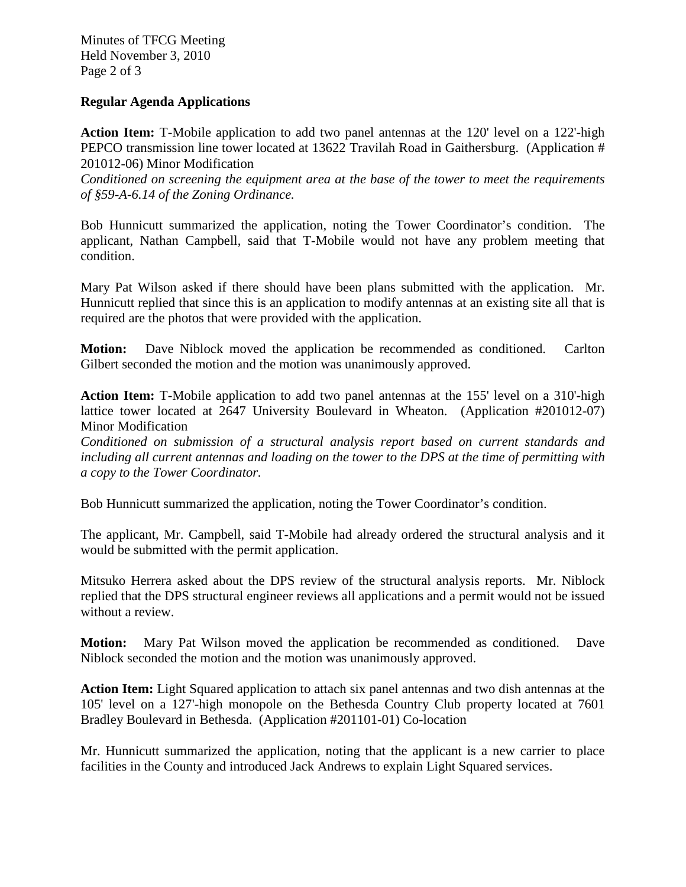## Regular Agenda Applications

**Action Item:** T-Mobile application to add two panel antennas at the 120' level on a 122'-high PEPCO transmission line tower located at 13622 Travilah Road in Gaithersburg. (Application # 201012-06) Minor Modification
*Conditioned on screening the equipment area at the base of the tower to meet the requirements of §59-A-6.14 of the Zoning Ordinance.*

Bob Hunnicutt summarized the application, noting the Tower Coordinator's condition. The applicant, Nathan Campbell, said that T-Mobile would not have any problem meeting that condition.

Mary Pat Wilson asked if there should have been plans submitted with the application. Mr. Hunnicutt replied that since this is an application to modify antennas at an existing site all that is required are the photos that were provided with the application.

**Motion:** Dave Niblock moved the application be recommended as conditioned. Carlton Gilbert seconded the motion and the motion was unanimously approved.

**Action Item:** T-Mobile application to add two panel antennas at the 155' level on a 310'-high lattice tower located at 2647 University Boulevard in Wheaton. (Application #201012-07) Minor Modification
*Conditioned on submission of a structural analysis report based on current standards and including all current antennas and loading on the tower to the DPS at the time of permitting with a copy to the Tower Coordinator.*

Bob Hunnicutt summarized the application, noting the Tower Coordinator's condition.

The applicant, Mr. Campbell, said T-Mobile had already ordered the structural analysis and it would be submitted with the permit application.

Mitsuko Herrera asked about the DPS review of the structural analysis reports. Mr. Niblock replied that the DPS structural engineer reviews all applications and a permit would not be issued without a review.

**Motion:** Mary Pat Wilson moved the application be recommended as conditioned. Dave Niblock seconded the motion and the motion was unanimously approved.

**Action Item:** Light Squared application to attach six panel antennas and two dish antennas at the 105' level on a 127'-high monopole on the Bethesda Country Club property located at 7601 Bradley Boulevard in Bethesda. (Application #201101-01) Co-location

Mr. Hunnicutt summarized the application, noting that the applicant is a new carrier to place facilities in the County and introduced Jack Andrews to explain Light Squared services.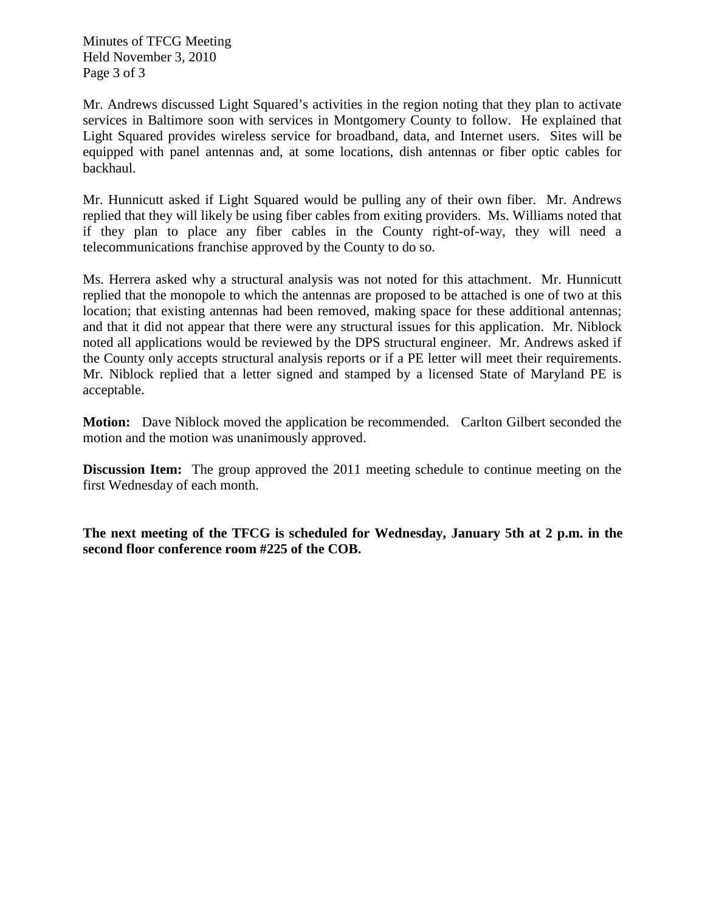Mr. Andrews discussed Light Squared's activities in the region noting that they plan to activate services in Baltimore soon with services in Montgomery County to follow. He explained that Light Squared provides wireless service for broadband, data, and Internet users. Sites will be equipped with panel antennas and, at some locations, dish antennas or fiber optic cables for backhaul.

Mr. Hunnicutt asked if Light Squared would be pulling any of their own fiber. Mr. Andrews replied that they will likely be using fiber cables from exiting providers. Ms. Williams noted that if they plan to place any fiber cables in the County right-of-way, they will need a telecommunications franchise approved by the County to do so.

Ms. Herrera asked why a structural analysis was not noted for this attachment. Mr. Hunnicutt replied that the monopole to which the antennas are proposed to be attached is one of two at this location; that existing antennas had been removed, making space for these additional antennas; and that it did not appear that there were any structural issues for this application. Mr. Niblock noted all applications would be reviewed by the DPS structural engineer. Mr. Andrews asked if the County only accepts structural analysis reports or if a PE letter will meet their requirements. Mr. Niblock replied that a letter signed and stamped by a licensed State of Maryland PE is acceptable.

**Motion:** Dave Niblock moved the application be recommended. Carlton Gilbert seconded the motion and the motion was unanimously approved.

**Discussion Item:** The group approved the 2011 meeting schedule to continue meeting on the first Wednesday of each month.

**The next meeting of the TFCG is scheduled for Wednesday, January 5th at 2 p.m. in the second floor conference room #225 of the COB.**